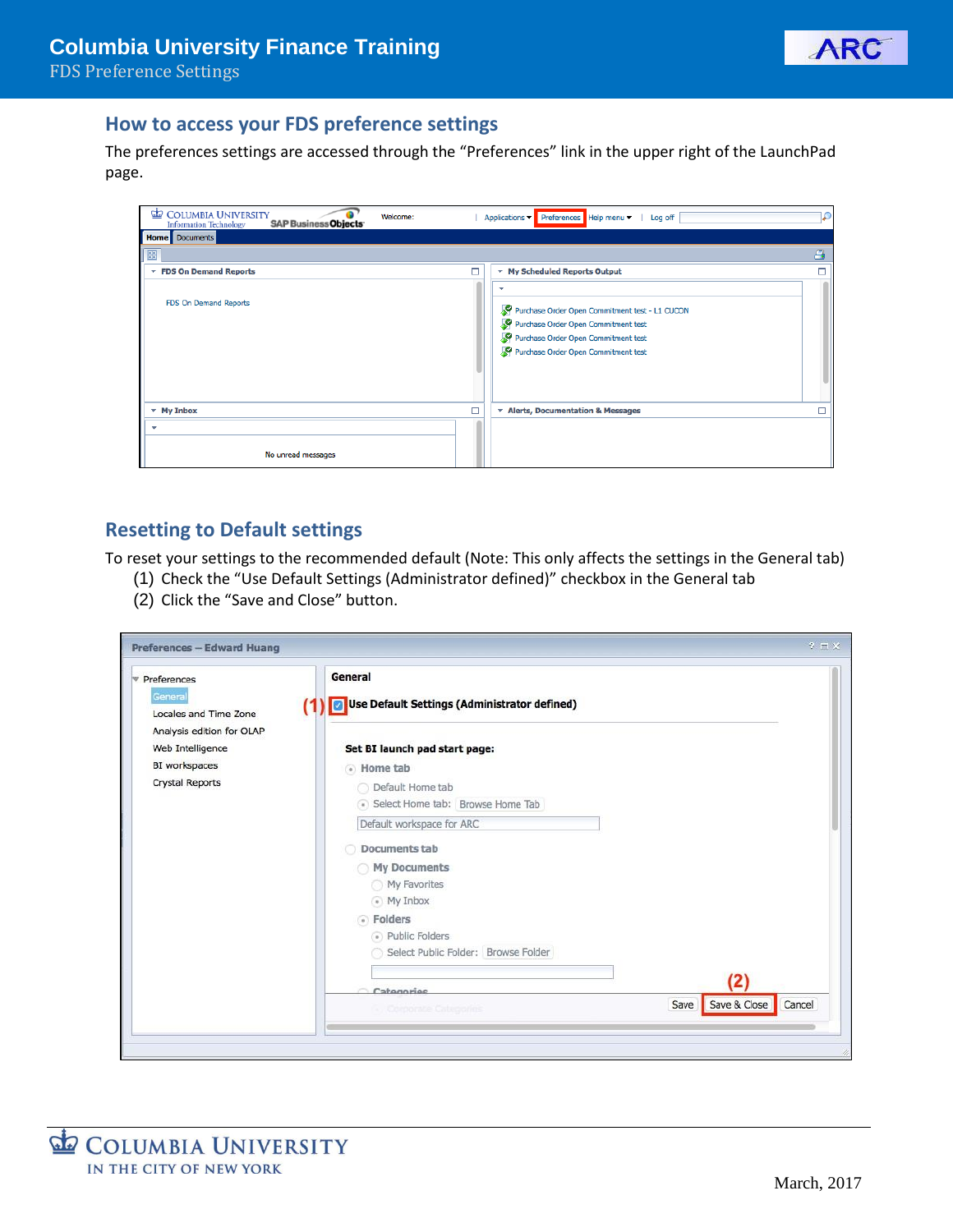## How to access your FDS preference settings

The preferences settings are accessed through the "Preferences" link in the upper right of the LaunchPad page.

## Resetting to Default settings

To reset your settings to the recommended default (Note: This only affects the settings in the General tab)

(1) Check the "Use Default Settings (Administrator defined)" checkbox in the General tab

(2) Click the "Save and Close" button.

March, 2017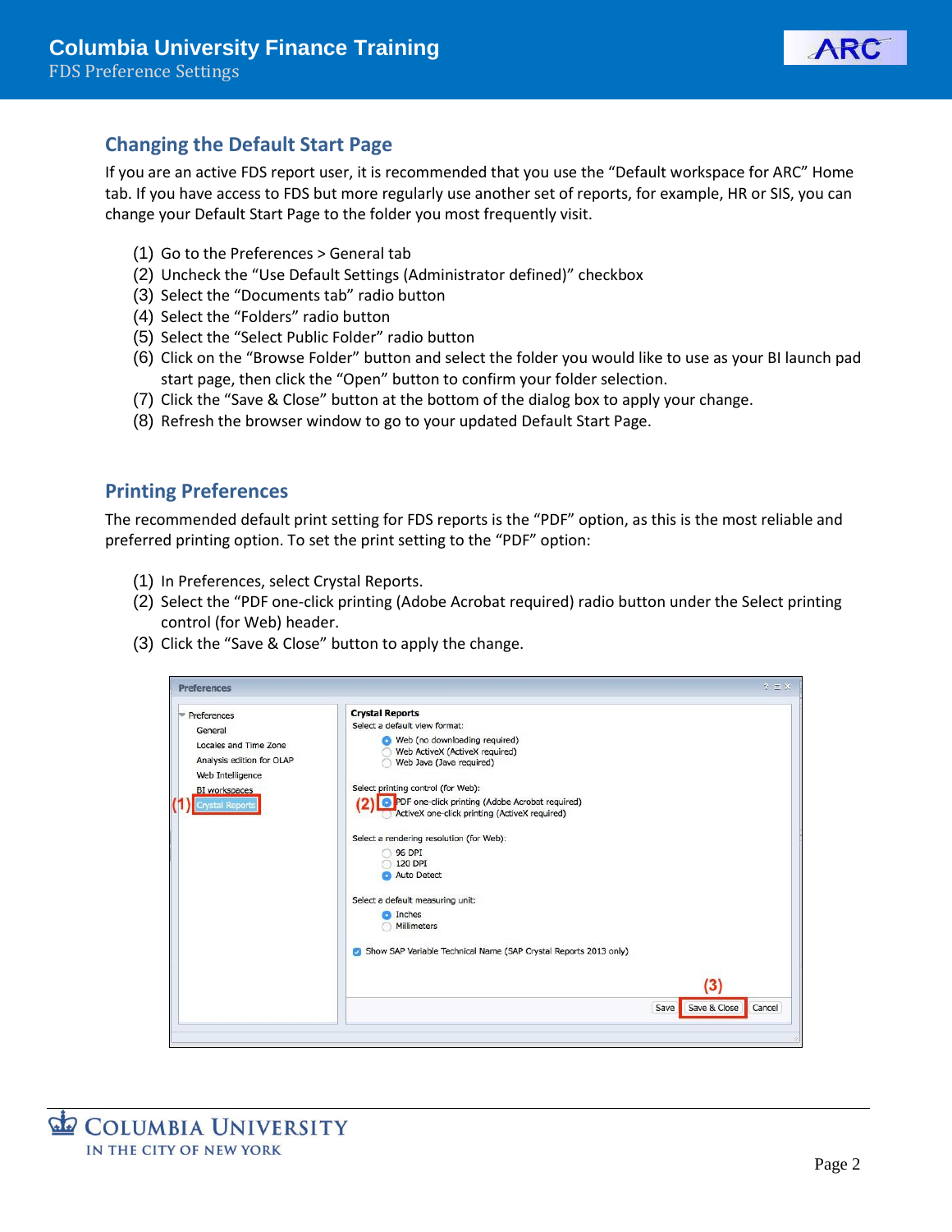## Changing the Default Start Page

If you are an active FDS report user, it is recommended that you use the "Default workspace for ARC" Home tab. If you have access to FDS but more regularly use another set of reports, for example, HR or SIS, you can change your Default Start Page to the folder you most frequently visit.

1. Go to the Preferences > General tab
2. Uncheck the "Use Default Settings (Administrator defined)" checkbox
3. Select the "Documents tab" radio button
4. Select the "Folders" radio button
5. Select the "Select Public Folder" radio button
6. Click on the "Browse Folder" button and select the folder you would like to use as your BI launch pad start page, then click the "Open" button to confirm your folder selection.
7. Click the "Save & Close" button at the bottom of the dialog box to apply your change.
8. Refresh the browser window to go to your updated Default Start Page.

## Printing Preferences

The recommended default print setting for FDS reports is the "PDF" option, as this is the most reliable and preferred printing option. To set the print setting to the "PDF" option:

1. In Preferences, select Crystal Reports.
2. Select the "PDF one-click printing (Adobe Acrobat required) radio button under the Select printing control (for Web) header.
3. Click the "Save & Close" button to apply the change.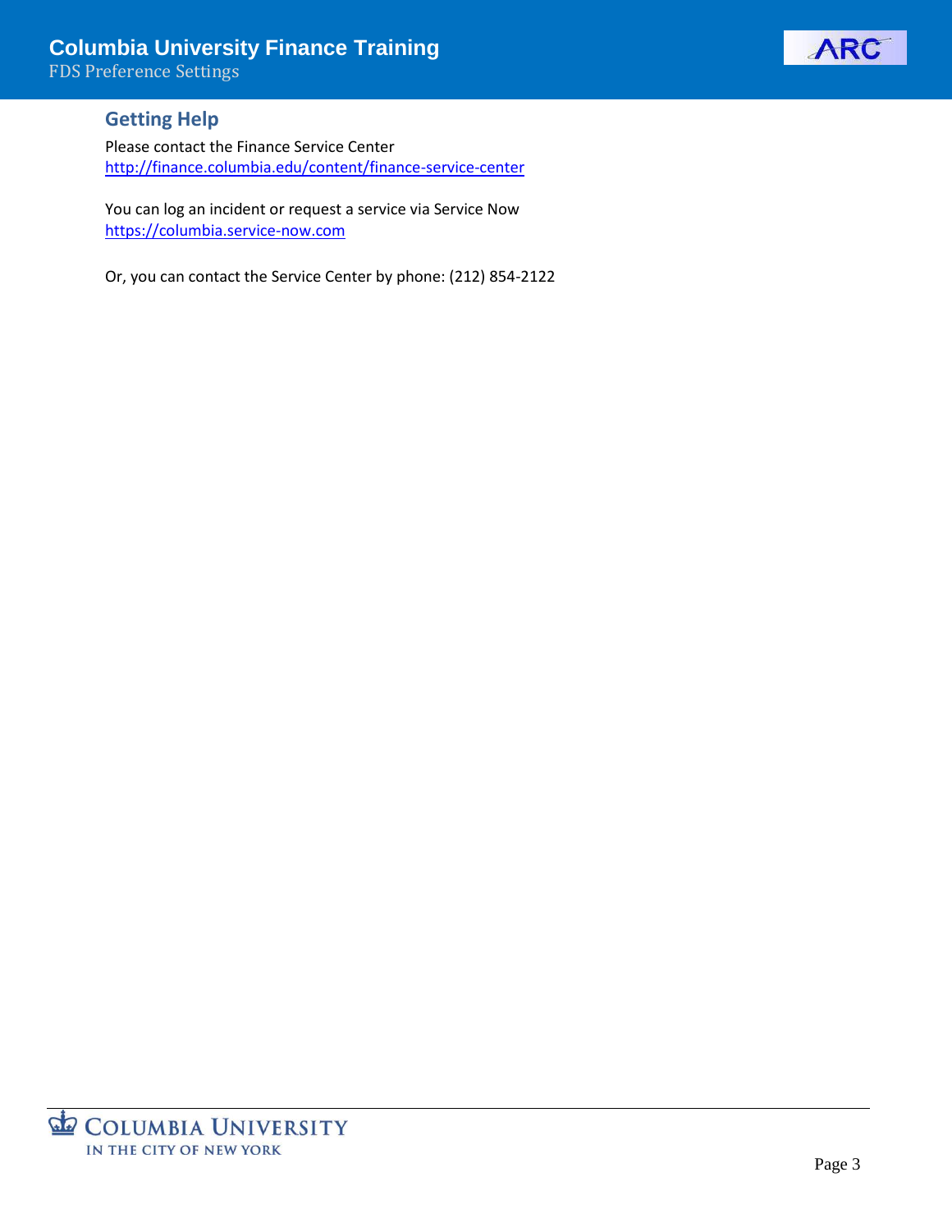## Getting Help

Please contact the Finance Service Center
http://finance.columbia.edu/content/finance-service-center

You can log an incident or request a service via Service Now
https://columbia.service-now.com

Or, you can contact the Service Center by phone: (212) 854-2122